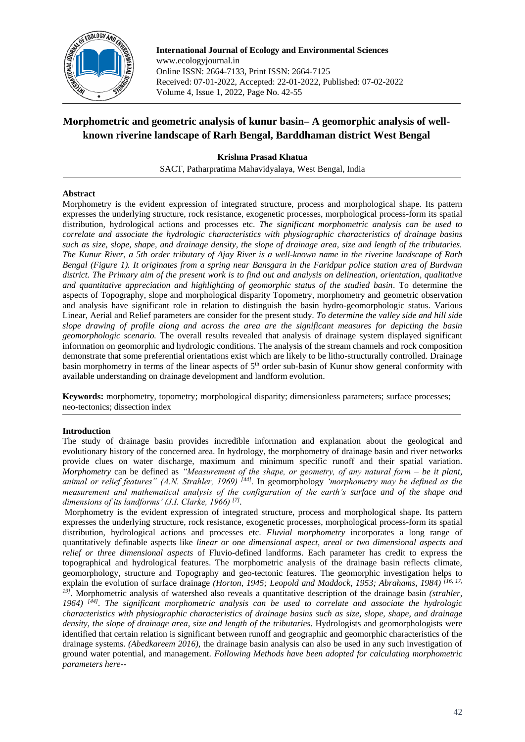# Morphometric and geometric analysis of kunur basin– A geomorphic analysis of well-known riverine landscape of Rarh Bengal, Barddhaman district West Bengal

**Krishna Prasad Khatua**

SACT, Patharpratima Mahavidyalaya, West Bengal, India

## Abstract

Morphometry is the evident expression of integrated structure, process and morphological shape. Its pattern expresses the underlying structure, rock resistance, exogenetic processes, morphological process-form its spatial distribution, hydrological actions and processes etc. *The significant morphometric analysis can be used to correlate and associate the hydrologic characteristics with physiographic characteristics of drainage basins such as size, slope, shape, and drainage density, the slope of drainage area, size and length of the tributaries. The Kunur River, a 5th order tributary of Ajay River is a well-known name in the riverine landscape of Rarh Bengal (Figure 1). It originates from a spring near Bansgara in the Faridpur police station area of Burdwan district. The Primary aim of the present work is to find out and analysis on delineation, orientation, qualitative and quantitative appreciation and highlighting of geomorphic status of the studied basin*. To determine the aspects of Topography, slope and morphological disparity Topometry, morphometry and geometric observation and analysis have significant role in relation to distinguish the basin hydro-geomorphologic status. Various Linear, Aerial and Relief parameters are consider for the present study. *To determine the valley side and hill side slope drawing of profile along and across the area are the significant measures for depicting the basin geomorphologic scenario.* The overall results revealed that analysis of drainage system displayed significant information on geomorphic and hydrologic conditions. The analysis of the stream channels and rock composition demonstrate that some preferential orientations exist which are likely to be litho-structurally controlled. Drainage basin morphometry in terms of the linear aspects of 5th order sub-basin of Kunur show general conformity with available understanding on drainage development and landform evolution.

**Keywords:** morphometry, topometry; morphological disparity; dimensionless parameters; surface processes; neo-tectonics; dissection index

## Introduction

The study of drainage basin provides incredible information and explanation about the geological and evolutionary history of the concerned area. In hydrology, the morphometry of drainage basin and river networks provide clues on water discharge, maximum and minimum specific runoff and their spatial variation. *Morphometry* can be defined as *"Measurement of the shape, or geometry, of any natural form – be it plant, animal or relief features" (A.N. Strahler, 1969)* [44]. In geomorphology *'morphometry may be defined as the measurement and mathematical analysis of the configuration of the earth's surface and of the shape and dimensions of its landforms' (J.I. Clarke, 1966)* [7].

Morphometry is the evident expression of integrated structure, process and morphological shape. Its pattern expresses the underlying structure, rock resistance, exogenetic processes, morphological process-form its spatial distribution, hydrological actions and processes etc. *Fluvial morphometry* incorporates a long range of quantitatively definable aspects like *linear or one dimensional aspect, areal or two dimensional aspects and relief or three dimensional aspects* of Fluvio-defined landforms. Each parameter has credit to express the topographical and hydrological features. The morphometric analysis of the drainage basin reflects climate, geomorphology, structure and Topography and geo-tectonic features. The geomorphic investigation helps to explain the evolution of surface drainage *(Horton, 1945; Leopold and Maddock, 1953; Abrahams, 1984)* [16, 17, 19]. Morphometric analysis of watershed also reveals a quantitative description of the drainage basin *(strahler, 1964)* [44]. *The significant morphometric analysis can be used to correlate and associate the hydrologic characteristics with physiographic characteristics of drainage basins such as size, slope, shape, and drainage density, the slope of drainage area, size and length of the tributaries*. Hydrologists and geomorphologists were identified that certain relation is significant between runoff and geographic and geomorphic characteristics of the drainage systems. *(Abedkareem 2016)*, the drainage basin analysis can also be used in any such investigation of ground water potential, and management. *Following Methods have been adopted for calculating morphometric parameters here--*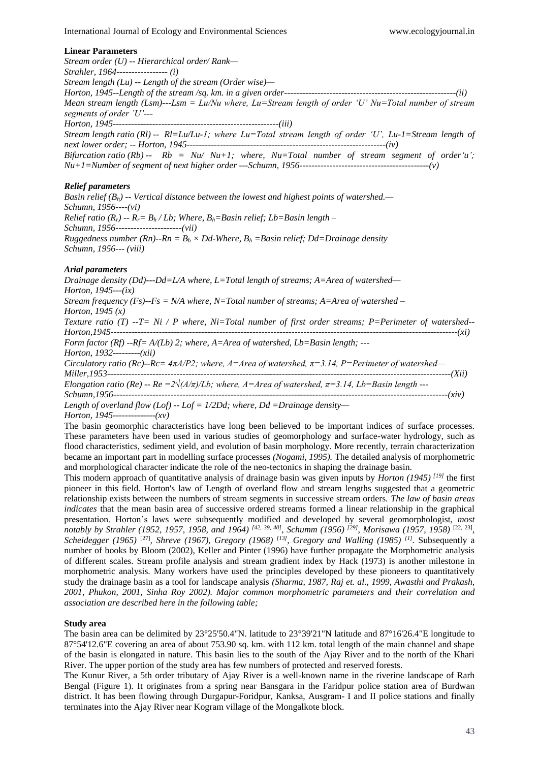**Linear Parameters**

*Stream order (U) -- Hierarchical order/ Rank—*
*Strahler, 1964----------------- (i)*
*Stream length (Lu) -- Length of the stream (Order wise)—*
*Horton, 1945--Length of the stream /sq. km. in a given order---------------------------------------------------------(ii)*
*Mean stream length (Lsm)---Lsm = Lu/Nu where, Lu=Stream length of order 'U' Nu=Total number of stream segments of order 'U'---*
*Horton, 1945--------------------------------------------------------(iii)*
*Stream length ratio (Rl) -- Rl=Lu/Lu-1; where Lu=Total stream length of order 'U', Lu-1=Stream length of next lower order; -- Horton, 1945-------------------------------------------------------------------(iv)*
*Bifurcation ratio (Rb) -- Rb = Nu/ Nu+1; where, Nu=Total number of stream segment of order'u'; Nu+1=Number of segment of next higher order ---Schumn, 1956-------------------------------------------(v)*

***Relief parameters***

*Basin relief ($B_h$) -- Vertical distance between the lowest and highest points of watershed.—*
*Schumn, 1956----(vi)*
*Relief ratio ($R_r$) -- $R_r = B_h / Lb$; Where, $B_h$=Basin relief; Lb=Basin length –*
*Schumn, 1956----------------------(vii)*
*Ruggedness number (Rn)--Rn = $B_h \times Dd$-Where, $B_h$ =Basin relief; Dd=Drainage density*
*Schumn, 1956--- (viii)*

***Arial parameters***

*Drainage density (Dd)---Dd=L/A where, L=Total length of streams; A=Area of watershed—*
*Horton, 1945---(ix)*
*Stream frequency (Fs)--Fs = N/A where, N=Total number of streams; A=Area of watershed –*
*Horton, 1945 (x)*
*Texture ratio (T) --T= Ni / P where, Ni=Total number of first order streams; P=Perimeter of watershed--Horton,1945----------------------------------------------------------------------------------------------------------------(xi)*
*Form factor (Rf) --Rf= A/(Lb) 2; where, A=Area of watershed, Lb=Basin length; ---*
*Horton, 1932---------(xii)*
*Circulatory ratio (Rc)--Rc= 4πA/P2; where, A=Area of watershed, π=3.14, P=Perimeter of watershed—*
*Miller,1953-----------------------------------------------------------------------------------------------------------------(Xii)*
*Elongation ratio (Re) -- Re =2√(A/π)/Lb; where, A=Area of watershed, π=3.14, Lb=Basin length ---*
*Schumn,1956---------------------------------------------------------------------------------------------------------------(xiv)*
*Length of overland flow (Lof) -- Lof = 1/2Dd; where, Dd =Drainage density—*
*Horton, 1945--------------(xv)*

The basin geomorphic characteristics have long been believed to be important indices of surface processes. These parameters have been used in various studies of geomorphology and surface-water hydrology, such as flood characteristics, sediment yield, and evolution of basin morphology. More recently, terrain characterization became an important part in modelling surface processes *(Nogami, 1995).* The detailed analysis of morphometric and morphological character indicate the role of the neo-tectonics in shaping the drainage basin.

This modern approach of quantitative analysis of drainage basin was given inputs by *Horton (1945)* [19] the first pioneer in this field. Horton's law of Length of overland flow and stream lengths suggested that a geometric relationship exists between the numbers of stream segments in successive stream orders. *The law of basin areas indicates* that the mean basin area of successive ordered streams formed a linear relationship in the graphical presentation. Horton's laws were subsequently modified and developed by several geomorphologist, *most notably by Strahler (1952, 1957, 1958, and 1964)* [42, 39, 40], *Schumm (1956)* [29], *Morisawa (1957, 1958)* [22, 23], *Scheidegger (1965)* [27], *Shreve (1967), Gregory (1968)* [13], *Gregory and Walling (1985)* [1]. Subsequently a number of books by Bloom (2002), Keller and Pinter (1996) have further propagate the Morphometric analysis of different scales. Stream profile analysis and stream gradient index by Hack (1973) is another milestone in morphometric analysis. Many workers have used the principles developed by these pioneers to quantitatively study the drainage basin as a tool for landscape analysis *(Sharma, 1987, Raj et. al., 1999, Awasthi and Prakash, 2001, Phukon, 2001, Sinha Roy 2002). Major common morphometric parameters and their correlation and association are described here in the following table;*

**Study area**

The basin area can be delimited by 23°25'50.4"N. latitude to 23°39'21"N latitude and 87°16'26.4"E longitude to 87°54'12.6"E covering an area of about 753.90 sq. km. with 112 km. total length of the main channel and shape of the basin is elongated in nature. This basin lies to the south of the Ajay River and to the north of the Khari River. The upper portion of the study area has few numbers of protected and reserved forests.

The Kunur River, a 5th order tributary of Ajay River is a well-known name in the riverine landscape of Rarh Bengal (Figure 1). It originates from a spring near Bansgara in the Faridpur police station area of Burdwan district. It has been flowing through Durgapur-Foridpur, Kanksa, Ausgram- I and II police stations and finally terminates into the Ajay River near Kogram village of the Mongalkote block.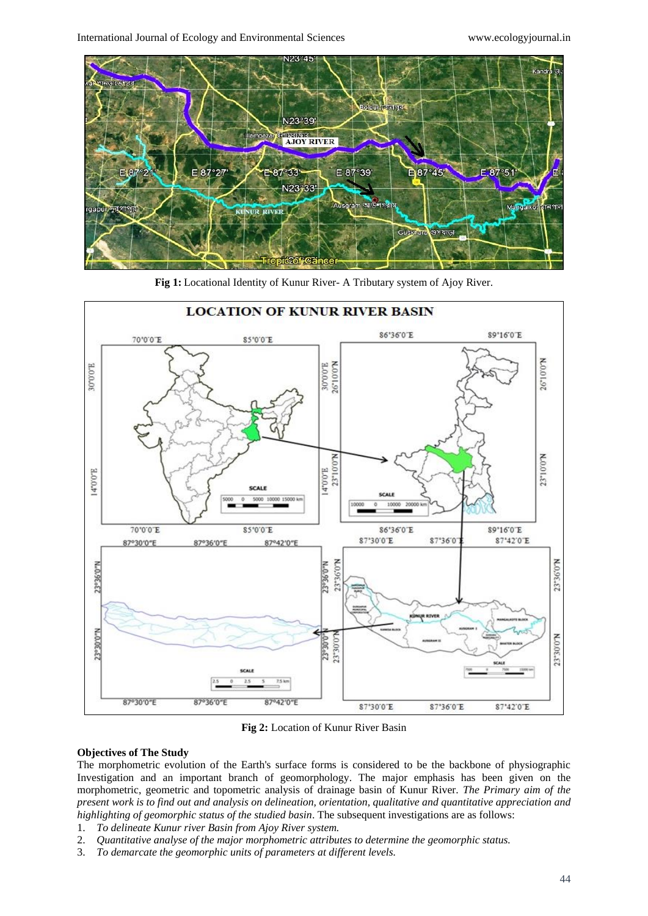Fig 1: Locational Identity of Kunur River- A Tributary system of Ajoy River.

Fig 2: Location of Kunur River Basin

**Objectives of The Study**

The morphometric evolution of the Earth's surface forms is considered to be the backbone of physiographic Investigation and an important branch of geomorphology. The major emphasis has been given on the morphometric, geometric and topometric analysis of drainage basin of Kunur River. *The Primary aim of the present work is to find out and analysis on delineation, orientation, qualitative and quantitative appreciation and highlighting of geomorphic status of the studied basin*. The subsequent investigations are as follows:

1. *To delineate Kunur river Basin from Ajoy River system.*
2. *Quantitative analyse of the major morphometric attributes to determine the geomorphic status.*
3. *To demarcate the geomorphic units of parameters at different levels.*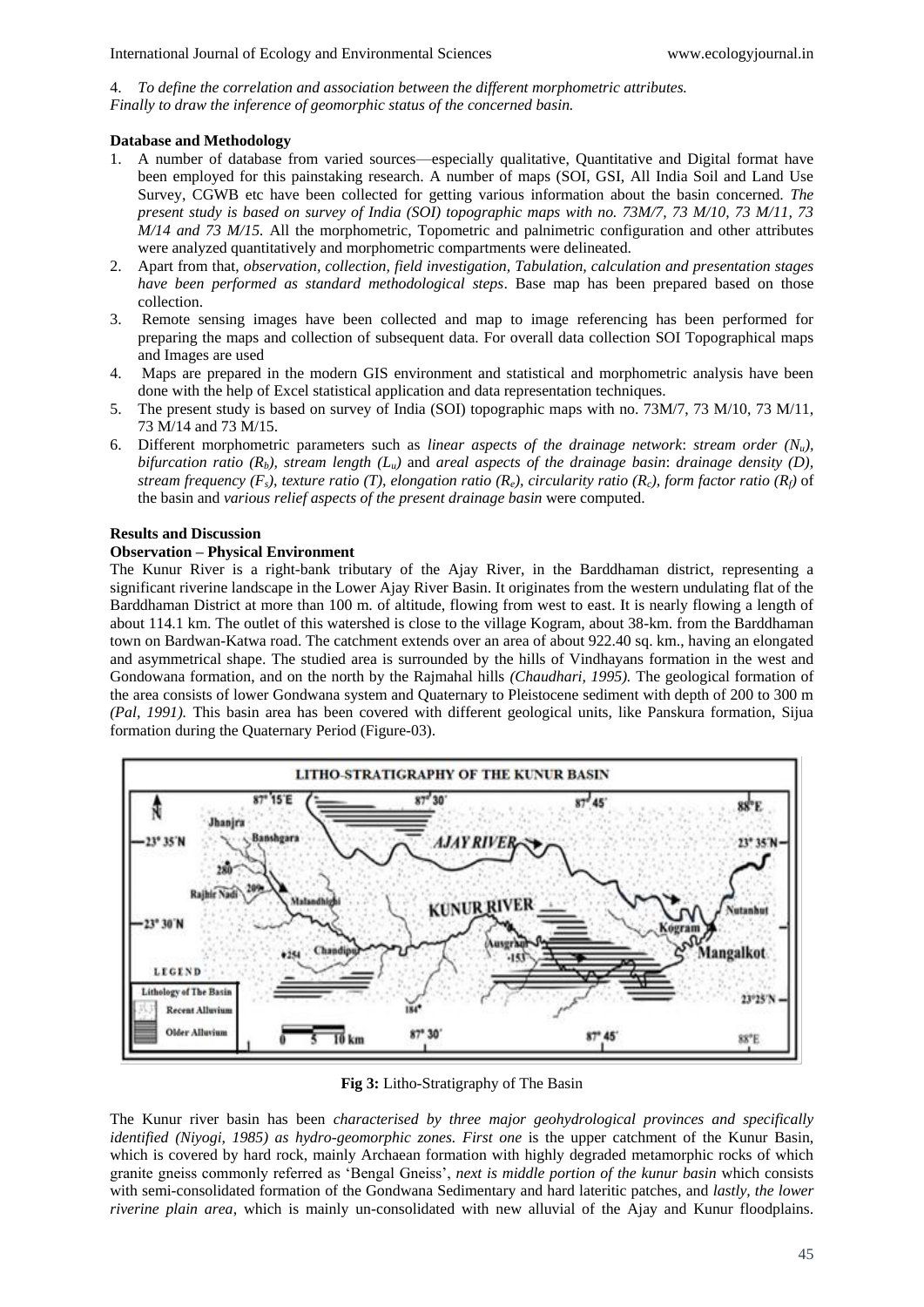4. *To define the correlation and association between the different morphometric attributes.*
*Finally to draw the inference of geomorphic status of the concerned basin.*

**Database and Methodology**

1. A number of database from varied sources—especially qualitative, Quantitative and Digital format have been employed for this painstaking research. A number of maps (SOI, GSI, All India Soil and Land Use Survey, CGWB etc have been collected for getting various information about the basin concerned. *The present study is based on survey of India (SOI) topographic maps with no. 73M/7, 73 M/10, 73 M/11, 73 M/14 and 73 M/15.* All the morphometric, Topometric and palnimetric configuration and other attributes were analyzed quantitatively and morphometric compartments were delineated.
2. Apart from that, *observation, collection, field investigation, Tabulation, calculation and presentation stages have been performed as standard methodological steps*. Base map has been prepared based on those collection.
3. Remote sensing images have been collected and map to image referencing has been performed for preparing the maps and collection of subsequent data. For overall data collection SOI Topographical maps and Images are used
4. Maps are prepared in the modern GIS environment and statistical and morphometric analysis have been done with the help of Excel statistical application and data representation techniques.
5. The present study is based on survey of India (SOI) topographic maps with no. 73M/7, 73 M/10, 73 M/11, 73 M/14 and 73 M/15.
6. Different morphometric parameters such as *linear aspects of the drainage network*: *stream order ($N_u$), bifurcation ratio ($R_b$), stream length ($L_u$)* and *areal aspects of the drainage basin*: *drainage density (D), stream frequency ($F_s$), texture ratio (T), elongation ratio ($R_e$), circularity ratio ($R_c$), form factor ratio ($R_f$)* of the basin and *various relief aspects of the present drainage basin* were computed.

**Results and Discussion**

**Observation – Physical Environment**

The Kunur River is a right-bank tributary of the Ajay River, in the Barddhaman district, representing a significant riverine landscape in the Lower Ajay River Basin. It originates from the western undulating flat of the Barddhaman District at more than 100 m. of altitude, flowing from west to east. It is nearly flowing a length of about 114.1 km. The outlet of this watershed is close to the village Kogram, about 38-km. from the Barddhaman town on Bardwan-Katwa road. The catchment extends over an area of about 922.40 sq. km., having an elongated and asymmetrical shape. The studied area is surrounded by the hills of Vindhayans formation in the west and Gondowana formation, and on the north by the Rajmahal hills *(Chaudhari, 1995).* The geological formation of the area consists of lower Gondwana system and Quaternary to Pleistocene sediment with depth of 200 to 300 m *(Pal, 1991).* This basin area has been covered with different geological units, like Panskura formation, Sijua formation during the Quaternary Period (Figure-03).

**Fig 3:** Litho-Stratigraphy of The Basin

The Kunur river basin has been *characterised by three major geohydrological provinces and specifically identified (Niyogi, 1985) as hydro-geomorphic zones. First one* is the upper catchment of the Kunur Basin, which is covered by hard rock, mainly Archaean formation with highly degraded metamorphic rocks of which granite gneiss commonly referred as 'Bengal Gneiss', *next is middle portion of the kunur basin* which consists with semi-consolidated formation of the Gondwana Sedimentary and hard lateritic patches, and *lastly, the lower riverine plain area*, which is mainly un-consolidated with new alluvial of the Ajay and Kunur floodplains.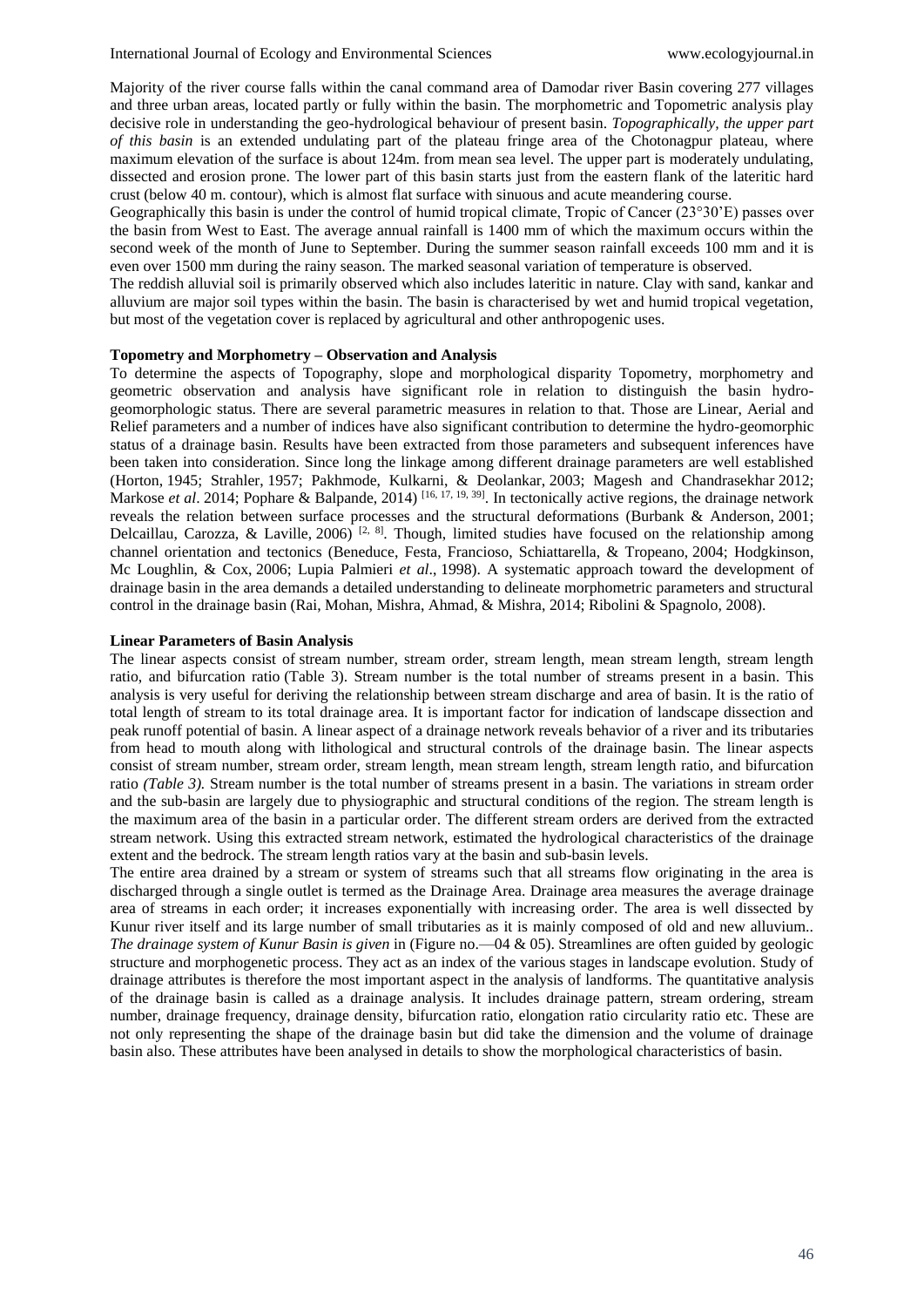Majority of the river course falls within the canal command area of Damodar river Basin covering 277 villages and three urban areas, located partly or fully within the basin. The morphometric and Topometric analysis play decisive role in understanding the geo-hydrological behaviour of present basin. *Topographically, the upper part of this basin* is an extended undulating part of the plateau fringe area of the Chotonagpur plateau, where maximum elevation of the surface is about 124m. from mean sea level. The upper part is moderately undulating, dissected and erosion prone. The lower part of this basin starts just from the eastern flank of the lateritic hard crust (below 40 m. contour), which is almost flat surface with sinuous and acute meandering course.

Geographically this basin is under the control of humid tropical climate, Tropic of Cancer (23°30'E) passes over the basin from West to East. The average annual rainfall is 1400 mm of which the maximum occurs within the second week of the month of June to September. During the summer season rainfall exceeds 100 mm and it is even over 1500 mm during the rainy season. The marked seasonal variation of temperature is observed.

The reddish alluvial soil is primarily observed which also includes lateritic in nature. Clay with sand, kankar and alluvium are major soil types within the basin. The basin is characterised by wet and humid tropical vegetation, but most of the vegetation cover is replaced by agricultural and other anthropogenic uses.

**Topometry and Morphometry – Observation and Analysis**

To determine the aspects of Topography, slope and morphological disparity Topometry, morphometry and geometric observation and analysis have significant role in relation to distinguish the basin hydro-geomorphologic status. There are several parametric measures in relation to that. Those are Linear, Aerial and Relief parameters and a number of indices have also significant contribution to determine the hydro-geomorphic status of a drainage basin. Results have been extracted from those parameters and subsequent inferences have been taken into consideration. Since long the linkage among different drainage parameters are well established (Horton, 1945; Strahler, 1957; Pakhmode, Kulkarni, & Deolankar, 2003; Magesh and Chandrasekhar 2012; Markose *et al*. 2014; Pophare & Balpande, 2014) [16, 17, 19, 39]. In tectonically active regions, the drainage network reveals the relation between surface processes and the structural deformations (Burbank & Anderson, 2001; Delcaillau, Carozza, & Laville, 2006) [2, 8]. Though, limited studies have focused on the relationship among channel orientation and tectonics (Beneduce, Festa, Francioso, Schiattarella, & Tropeano, 2004; Hodgkinson, Mc Loughlin, & Cox, 2006; Lupia Palmieri *et al*., 1998). A systematic approach toward the development of drainage basin in the area demands a detailed understanding to delineate morphometric parameters and structural control in the drainage basin (Rai, Mohan, Mishra, Ahmad, & Mishra, 2014; Ribolini & Spagnolo, 2008).

**Linear Parameters of Basin Analysis**

The linear aspects consist of stream number, stream order, stream length, mean stream length, stream length ratio, and bifurcation ratio (Table 3). Stream number is the total number of streams present in a basin. This analysis is very useful for deriving the relationship between stream discharge and area of basin. It is the ratio of total length of stream to its total drainage area. It is important factor for indication of landscape dissection and peak runoff potential of basin. A linear aspect of a drainage network reveals behavior of a river and its tributaries from head to mouth along with lithological and structural controls of the drainage basin. The linear aspects consist of stream number, stream order, stream length, mean stream length, stream length ratio, and bifurcation ratio *(Table 3).* Stream number is the total number of streams present in a basin. The variations in stream order and the sub-basin are largely due to physiographic and structural conditions of the region. The stream length is the maximum area of the basin in a particular order. The different stream orders are derived from the extracted stream network. Using this extracted stream network, estimated the hydrological characteristics of the drainage extent and the bedrock. The stream length ratios vary at the basin and sub-basin levels.

The entire area drained by a stream or system of streams such that all streams flow originating in the area is discharged through a single outlet is termed as the Drainage Area. Drainage area measures the average drainage area of streams in each order; it increases exponentially with increasing order. The area is well dissected by Kunur river itself and its large number of small tributaries as it is mainly composed of old and new alluvium.. *The drainage system of Kunur Basin is given* in (Figure no.—04 & 05). Streamlines are often guided by geologic structure and morphogenetic process. They act as an index of the various stages in landscape evolution. Study of drainage attributes is therefore the most important aspect in the analysis of landforms. The quantitative analysis of the drainage basin is called as a drainage analysis. It includes drainage pattern, stream ordering, stream number, drainage frequency, drainage density, bifurcation ratio, elongation ratio circularity ratio etc. These are not only representing the shape of the drainage basin but did take the dimension and the volume of drainage basin also. These attributes have been analysed in details to show the morphological characteristics of basin.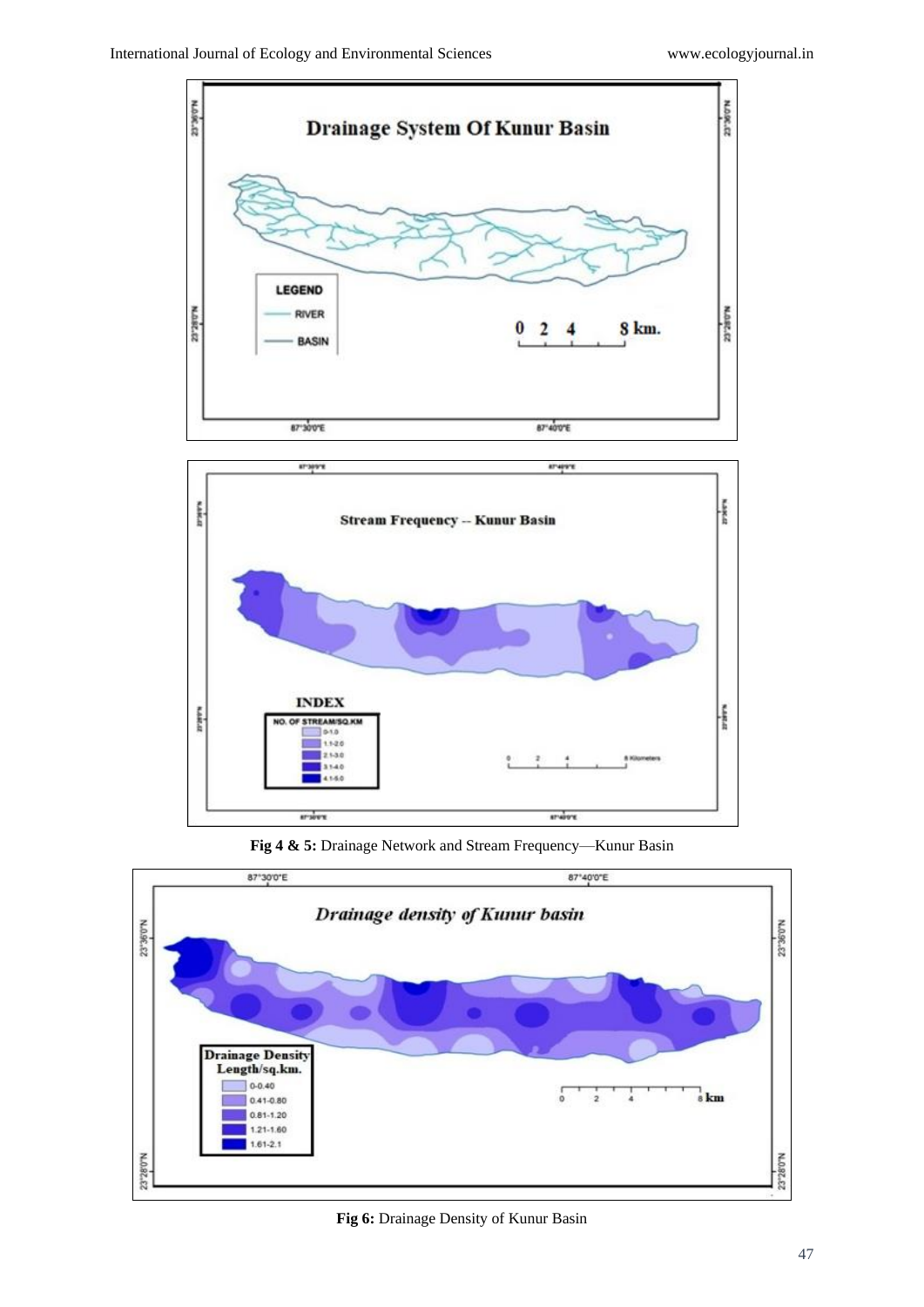**Fig 4 & 5:** Drainage Network and Stream Frequency—Kunur Basin

**Fig 6:** Drainage Density of Kunur Basin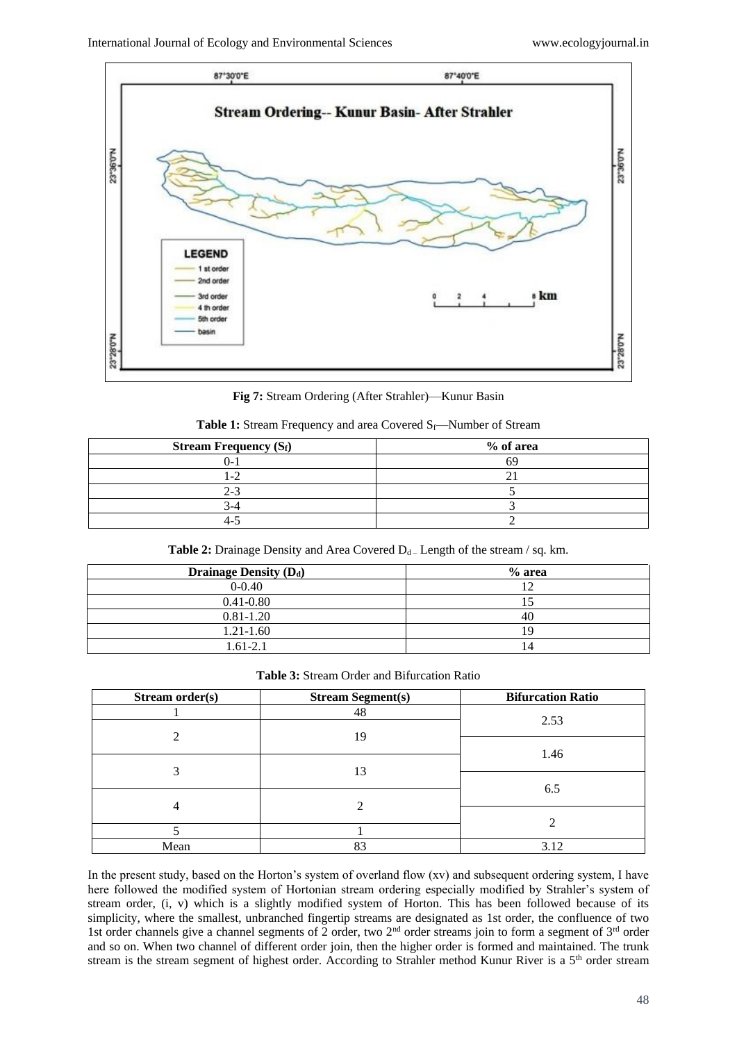Fig 7: Stream Ordering (After Strahler)—Kunur Basin

**Table 1:** Stream Frequency and area Covered $S_f$—Number of Stream

| Stream Frequency ($S_f$) | % of area |
|---|---|
| 0-1 | 69 |
| 1-2 | 21 |
| 2-3 | 5 |
| 3-4 | 3 |
| 4-5 | 2 |

**Table 2:** Drainage Density and Area Covered $D_d$ – Length of the stream / sq. km.

| Drainage Density ($D_d$) | % area |
|---|---|
| 0-0.40 | 12 |
| 0.41-0.80 | 15 |
| 0.81-1.20 | 40 |
| 1.21-1.60 | 19 |
| 1.61-2.1 | 14 |

**Table 3:** Stream Order and Bifurcation Ratio

| Stream order(s) | Stream Segment(s) | Bifurcation Ratio |
|---|---|---|
| 1 | 48 | 2.53 |
| 2 | 19 | 1.46 |
| 3 | 13 | 6.5 |
| 4 | 2 | 2 |
| 5 | 1 | |
| Mean | 83 | 3.12 |

In the present study, based on the Horton's system of overland flow (xv) and subsequent ordering system, I have here followed the modified system of Hortonian stream ordering especially modified by Strahler's system of stream order, (i, v) which is a slightly modified system of Horton. This has been followed because of its simplicity, where the smallest, unbranched fingertip streams are designated as 1st order, the confluence of two 1st order channels give a channel segments of 2 order, two 2nd order streams join to form a segment of 3rd order and so on. When two channel of different order join, then the higher order is formed and maintained. The trunk stream is the stream segment of highest order. According to Strahler method Kunur River is a 5th order stream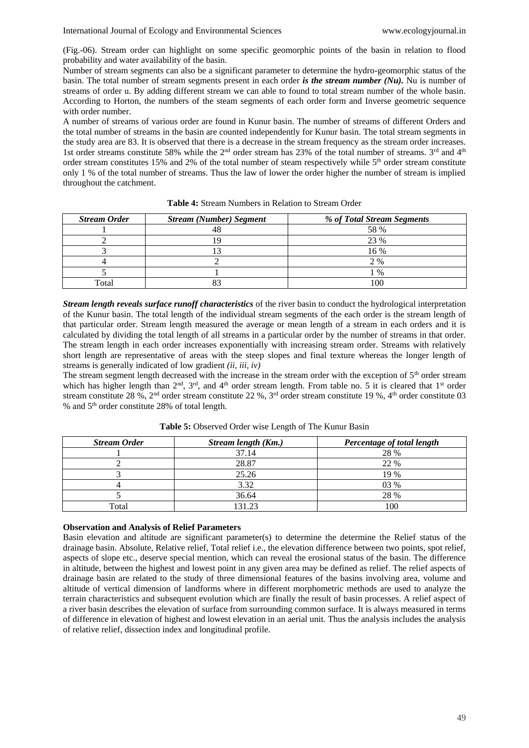(Fig.-06). Stream order can highlight on some specific geomorphic points of the basin in relation to flood probability and water availability of the basin.

Number of stream segments can also be a significant parameter to determine the hydro-geomorphic status of the basin. The total number of stream segments present in each order ***is the stream number (Nu).*** Nu is number of streams of order u. By adding different stream we can able to found to total stream number of the whole basin. According to Horton, the numbers of the steam segments of each order form and Inverse geometric sequence with order number.

A number of streams of various order are found in Kunur basin. The number of streams of different Orders and the total number of streams in the basin are counted independently for Kunur basin. The total stream segments in the study area are 83. It is observed that there is a decrease in the stream frequency as the stream order increases. 1st order streams constitute 58% while the 2nd order stream has 23% of the total number of streams. 3rd and 4th order stream constitutes 15% and 2% of the total number of steam respectively while 5th order stream constitute only 1 % of the total number of streams. Thus the law of lower the order higher the number of stream is implied throughout the catchment.

**Table 4:** Stream Numbers in Relation to Stream Order

| *Stream Order* | *Stream (Number) Segment* | *% of Total Stream Segments* |
|---|---|---|
| 1 | 48 | 58 % |
| 2 | 19 | 23 % |
| 3 | 13 | 16 % |
| 4 | 2 | 2 % |
| 5 | 1 | 1 % |
| Total | 83 | 100 |

***Stream length reveals surface runoff characteristics*** of the river basin to conduct the hydrological interpretation of the Kunur basin. The total length of the individual stream segments of the each order is the stream length of that particular order. Stream length measured the average or mean length of a stream in each orders and it is calculated by dividing the total length of all streams in a particular order by the number of streams in that order. The stream length in each order increases exponentially with increasing stream order. Streams with relatively short length are representative of areas with the steep slopes and final texture whereas the longer length of streams is generally indicated of low gradient *(ii, iii, iv)*

The stream segment length decreased with the increase in the stream order with the exception of 5th order stream which has higher length than 2nd, 3rd, and 4th order stream length. From table no. 5 it is cleared that 1st order stream constitute 28 %, 2nd order stream constitute 22 %, 3rd order stream constitute 19 %, 4th order constitute 03 % and 5th order constitute 28% of total length.

**Table 5:** Observed Order wise Length of The Kunur Basin

| *Stream Order* | *Stream length (Km.)* | *Percentage of total length* |
|---|---|---|
| 1 | 37.14 | 28 % |
| 2 | 28.87 | 22 % |
| 3 | 25.26 | 19 % |
| 4 | 3.32 | 03 % |
| 5 | 36.64 | 28 % |
| Total | 131.23 | 100 |

**Observation and Analysis of Relief Parameters**

Basin elevation and altitude are significant parameter(s) to determine the determine the Relief status of the drainage basin. Absolute, Relative relief, Total relief i.e., the elevation difference between two points, spot relief, aspects of slope etc., deserve special mention, which can reveal the erosional status of the basin. The difference in altitude, between the highest and lowest point in any given area may be defined as relief. The relief aspects of drainage basin are related to the study of three dimensional features of the basins involving area, volume and altitude of vertical dimension of landforms where in different morphometric methods are used to analyze the terrain characteristics and subsequent evolution which are finally the result of basin processes. A relief aspect of a river basin describes the elevation of surface from surrounding common surface. It is always measured in terms of difference in elevation of highest and lowest elevation in an aerial unit. Thus the analysis includes the analysis of relative relief, dissection index and longitudinal profile.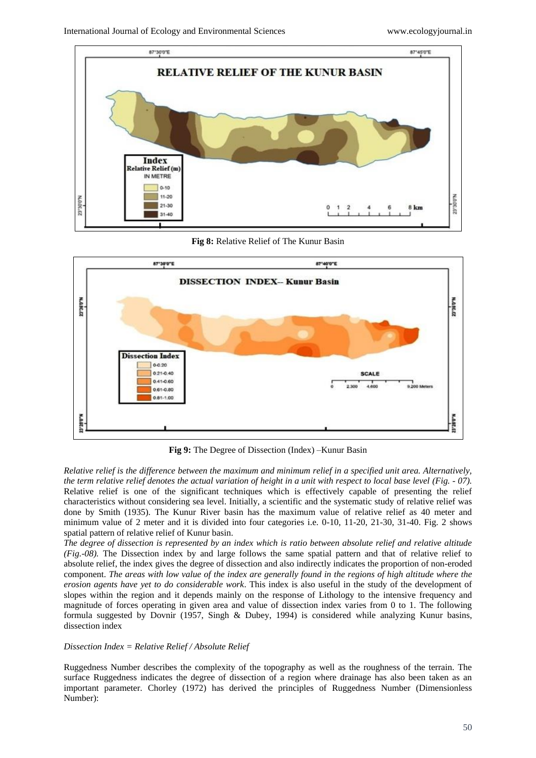**Fig 8:** Relative Relief of The Kunur Basin

**Fig 9:** The Degree of Dissection (Index) –Kunur Basin

*Relative relief is the difference between the maximum and minimum relief in a specified unit area. Alternatively, the term relative relief denotes the actual variation of height in a unit with respect to local base level (Fig. - 07).* Relative relief is one of the significant techniques which is effectively capable of presenting the relief characteristics without considering sea level. Initially, a scientific and the systematic study of relative relief was done by Smith (1935). The Kunur River basin has the maximum value of relative relief as 40 meter and minimum value of 2 meter and it is divided into four categories i.e. 0-10, 11-20, 21-30, 31-40. Fig. 2 shows spatial pattern of relative relief of Kunur basin.

*The degree of dissection is represented by an index which is ratio between absolute relief and relative altitude (Fig.-08).* The Dissection index by and large follows the same spatial pattern and that of relative relief to absolute relief, the index gives the degree of dissection and also indirectly indicates the proportion of non-eroded component. *The areas with low value of the index are generally found in the regions of high altitude where the erosion agents have yet to do considerable work*. This index is also useful in the study of the development of slopes within the region and it depends mainly on the response of Lithology to the intensive frequency and magnitude of forces operating in given area and value of dissection index varies from 0 to 1. The following formula suggested by Dovnir (1957, Singh & Dubey, 1994) is considered while analyzing Kunur basins, dissection index

*Dissection Index = Relative Relief / Absolute Relief*

Ruggedness Number describes the complexity of the topography as well as the roughness of the terrain. The surface Ruggedness indicates the degree of dissection of a region where drainage has also been taken as an important parameter. Chorley (1972) has derived the principles of Ruggedness Number (Dimensionless Number):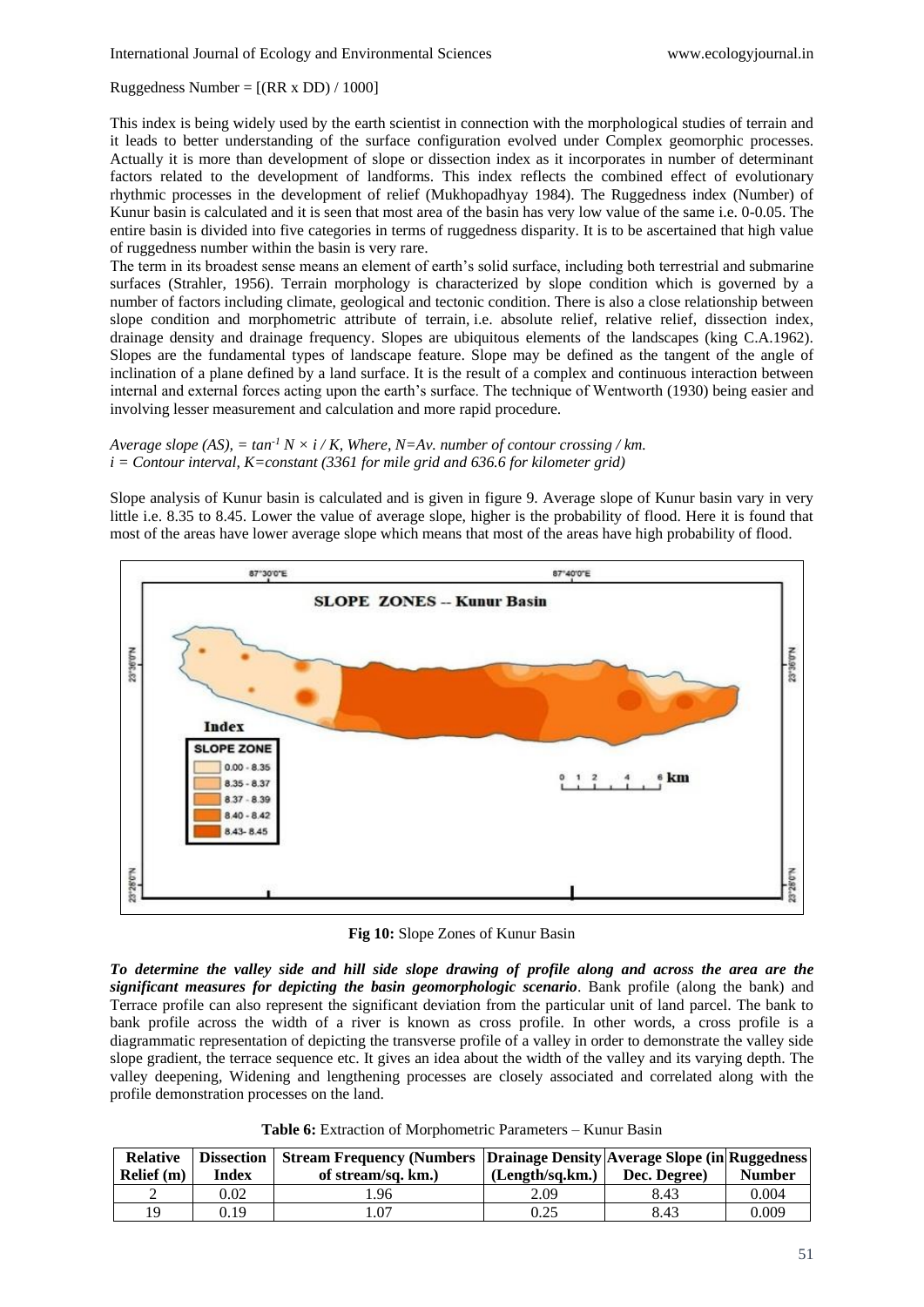Ruggedness Number = [(RR x DD) / 1000]

This index is being widely used by the earth scientist in connection with the morphological studies of terrain and it leads to better understanding of the surface configuration evolved under Complex geomorphic processes. Actually it is more than development of slope or dissection index as it incorporates in number of determinant factors related to the development of landforms. This index reflects the combined effect of evolutionary rhythmic processes in the development of relief (Mukhopadhyay 1984). The Ruggedness index (Number) of Kunur basin is calculated and it is seen that most area of the basin has very low value of the same i.e. 0-0.05. The entire basin is divided into five categories in terms of ruggedness disparity. It is to be ascertained that high value of ruggedness number within the basin is very rare.

The term in its broadest sense means an element of earth's solid surface, including both terrestrial and submarine surfaces (Strahler, 1956). Terrain morphology is characterized by slope condition which is governed by a number of factors including climate, geological and tectonic condition. There is also a close relationship between slope condition and morphometric attribute of terrain, i.e. absolute relief, relative relief, dissection index, drainage density and drainage frequency. Slopes are ubiquitous elements of the landscapes (king C.A.1962). Slopes are the fundamental types of landscape feature. Slope may be defined as the tangent of the angle of inclination of a plane defined by a land surface. It is the result of a complex and continuous interaction between internal and external forces acting upon the earth's surface. The technique of Wentworth (1930) being easier and involving lesser measurement and calculation and more rapid procedure.

*Average slope (AS),* $= \tan^{-1} N \times i / K$, *Where, N=Av. number of contour crossing / km.*
*i = Contour interval, K=constant (3361 for mile grid and 636.6 for kilometer grid)*

Slope analysis of Kunur basin is calculated and is given in figure 9. Average slope of Kunur basin vary in very little i.e. 8.35 to 8.45. Lower the value of average slope, higher is the probability of flood. Here it is found that most of the areas have lower average slope which means that most of the areas have high probability of flood.

**Fig 10:** Slope Zones of Kunur Basin

***To determine the valley side and hill side slope drawing of profile along and across the area are the significant measures for depicting the basin geomorphologic scenario***. Bank profile (along the bank) and Terrace profile can also represent the significant deviation from the particular unit of land parcel. The bank to bank profile across the width of a river is known as cross profile. In other words, a cross profile is a diagrammatic representation of depicting the transverse profile of a valley in order to demonstrate the valley side slope gradient, the terrace sequence etc. It gives an idea about the width of the valley and its varying depth. The valley deepening, Widening and lengthening processes are closely associated and correlated along with the profile demonstration processes on the land.

**Table 6:** Extraction of Morphometric Parameters – Kunur Basin

| Relative Relief (m) | Dissection Index | Stream Frequency (Numbers of stream/sq. km.) | Drainage Density (Length/sq.km.) | Average Slope (in Dec. Degree) | Ruggedness Number |
|---|---|---|---|---|---|
| 2 | 0.02 | 1.96 | 2.09 | 8.43 | 0.004 |
| 19 | 0.19 | 1.07 | 0.25 | 8.43 | 0.009 |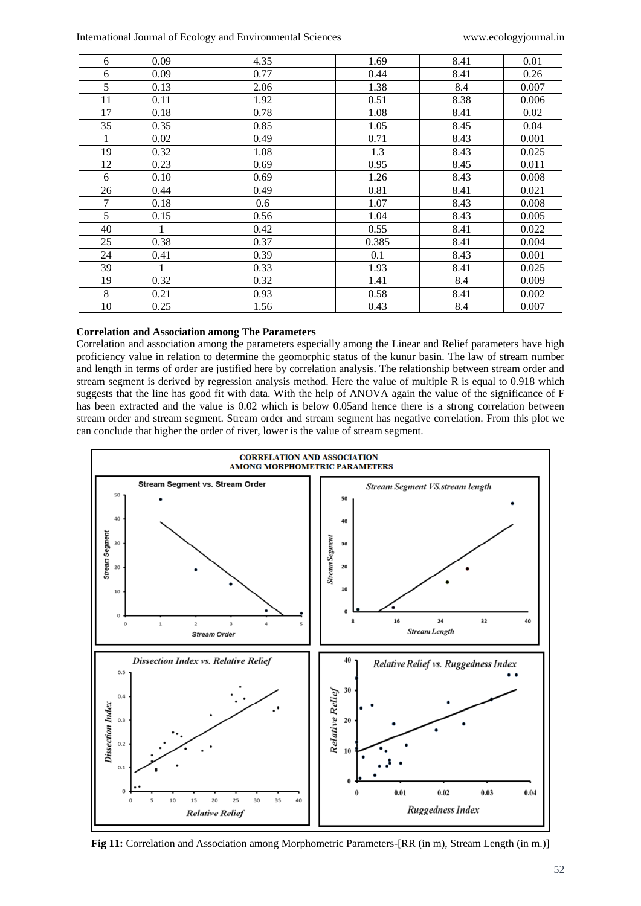| 6 | 0.09 | 4.35 | 1.69 | 8.41 | 0.01 |
|---|---|---|---|---|---|
| 6 | 0.09 | 0.77 | 0.44 | 8.41 | 0.26 |
| 5 | 0.13 | 2.06 | 1.38 | 8.4 | 0.007 |
| 11 | 0.11 | 1.92 | 0.51 | 8.38 | 0.006 |
| 17 | 0.18 | 0.78 | 1.08 | 8.41 | 0.02 |
| 35 | 0.35 | 0.85 | 1.05 | 8.45 | 0.04 |
| 1 | 0.02 | 0.49 | 0.71 | 8.43 | 0.001 |
| 19 | 0.32 | 1.08 | 1.3 | 8.43 | 0.025 |
| 12 | 0.23 | 0.69 | 0.95 | 8.45 | 0.011 |
| 6 | 0.10 | 0.69 | 1.26 | 8.43 | 0.008 |
| 26 | 0.44 | 0.49 | 0.81 | 8.41 | 0.021 |
| 7 | 0.18 | 0.6 | 1.07 | 8.43 | 0.008 |
| 5 | 0.15 | 0.56 | 1.04 | 8.43 | 0.005 |
| 40 | 1 | 0.42 | 0.55 | 8.41 | 0.022 |
| 25 | 0.38 | 0.37 | 0.385 | 8.41 | 0.004 |
| 24 | 0.41 | 0.39 | 0.1 | 8.43 | 0.001 |
| 39 | 1 | 0.33 | 1.93 | 8.41 | 0.025 |
| 19 | 0.32 | 0.32 | 1.41 | 8.4 | 0.009 |
| 8 | 0.21 | 0.93 | 0.58 | 8.41 | 0.002 |
| 10 | 0.25 | 1.56 | 0.43 | 8.4 | 0.007 |

**Correlation and Association among The Parameters**

Correlation and association among the parameters especially among the Linear and Relief parameters have high proficiency value in relation to determine the geomorphic status of the kunur basin. The law of stream number and length in terms of order are justified here by correlation analysis. The relationship between stream order and stream segment is derived by regression analysis method. Here the value of multiple R is equal to 0.918 which suggests that the line has good fit with data. With the help of ANOVA again the value of the significance of F has been extracted and the value is 0.02 which is below 0.05and hence there is a strong correlation between stream order and stream segment. Stream order and stream segment has negative correlation. From this plot we can conclude that higher the order of river, lower is the value of stream segment.

**Fig 11:** Correlation and Association among Morphometric Parameters-[RR (in m), Stream Length (in m.)]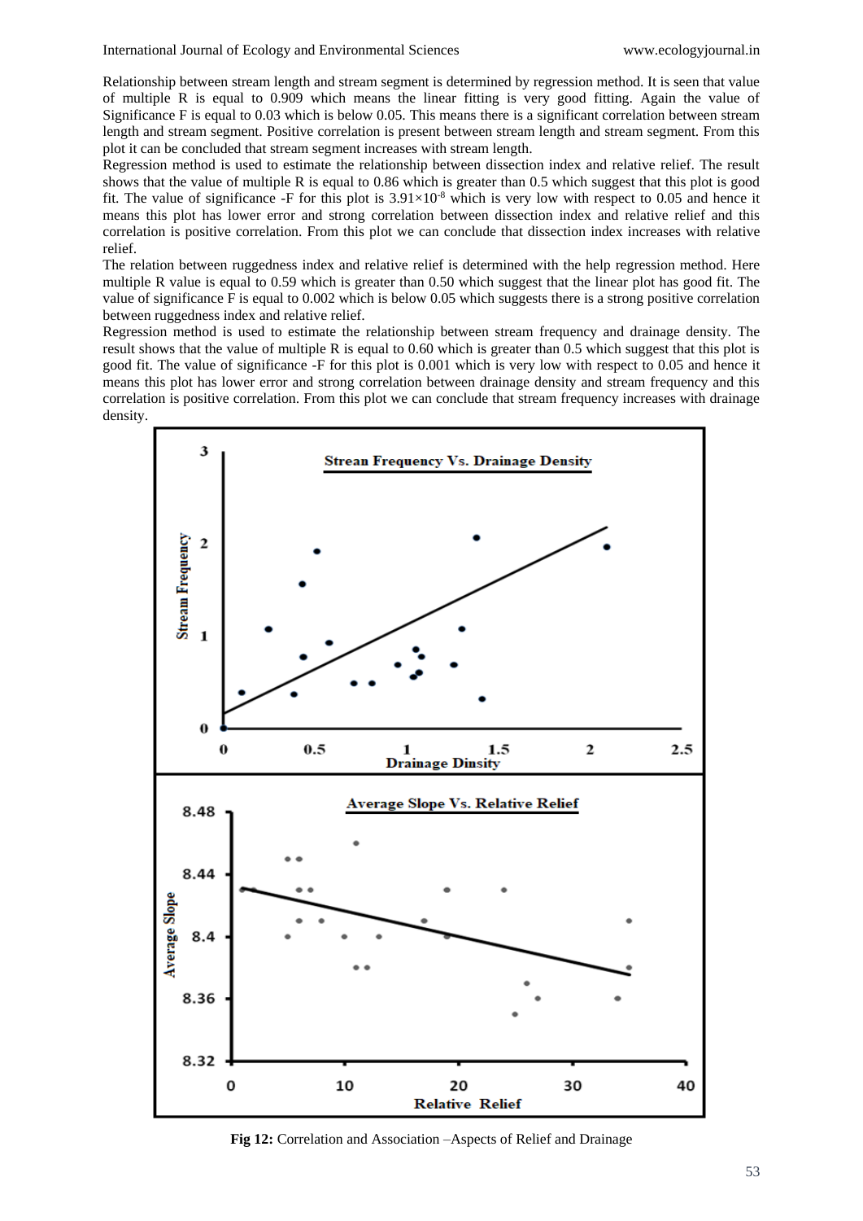Relationship between stream length and stream segment is determined by regression method. It is seen that value of multiple R is equal to 0.909 which means the linear fitting is very good fitting. Again the value of Significance F is equal to 0.03 which is below 0.05. This means there is a significant correlation between stream length and stream segment. Positive correlation is present between stream length and stream segment. From this plot it can be concluded that stream segment increases with stream length.

Regression method is used to estimate the relationship between dissection index and relative relief. The result shows that the value of multiple R is equal to 0.86 which is greater than 0.5 which suggest that this plot is good fit. The value of significance -F for this plot is $3.91\times10^{-8}$ which is very low with respect to 0.05 and hence it means this plot has lower error and strong correlation between dissection index and relative relief and this correlation is positive correlation. From this plot we can conclude that dissection index increases with relative relief.

The relation between ruggedness index and relative relief is determined with the help regression method. Here multiple R value is equal to 0.59 which is greater than 0.50 which suggest that the linear plot has good fit. The value of significance F is equal to 0.002 which is below 0.05 which suggests there is a strong positive correlation between ruggedness index and relative relief.

Regression method is used to estimate the relationship between stream frequency and drainage density. The result shows that the value of multiple R is equal to 0.60 which is greater than 0.5 which suggest that this plot is good fit. The value of significance -F for this plot is 0.001 which is very low with respect to 0.05 and hence it means this plot has lower error and strong correlation between drainage density and stream frequency and this correlation is positive correlation. From this plot we can conclude that stream frequency increases with drainage density.

**Fig 12:** Correlation and Association –Aspects of Relief and Drainage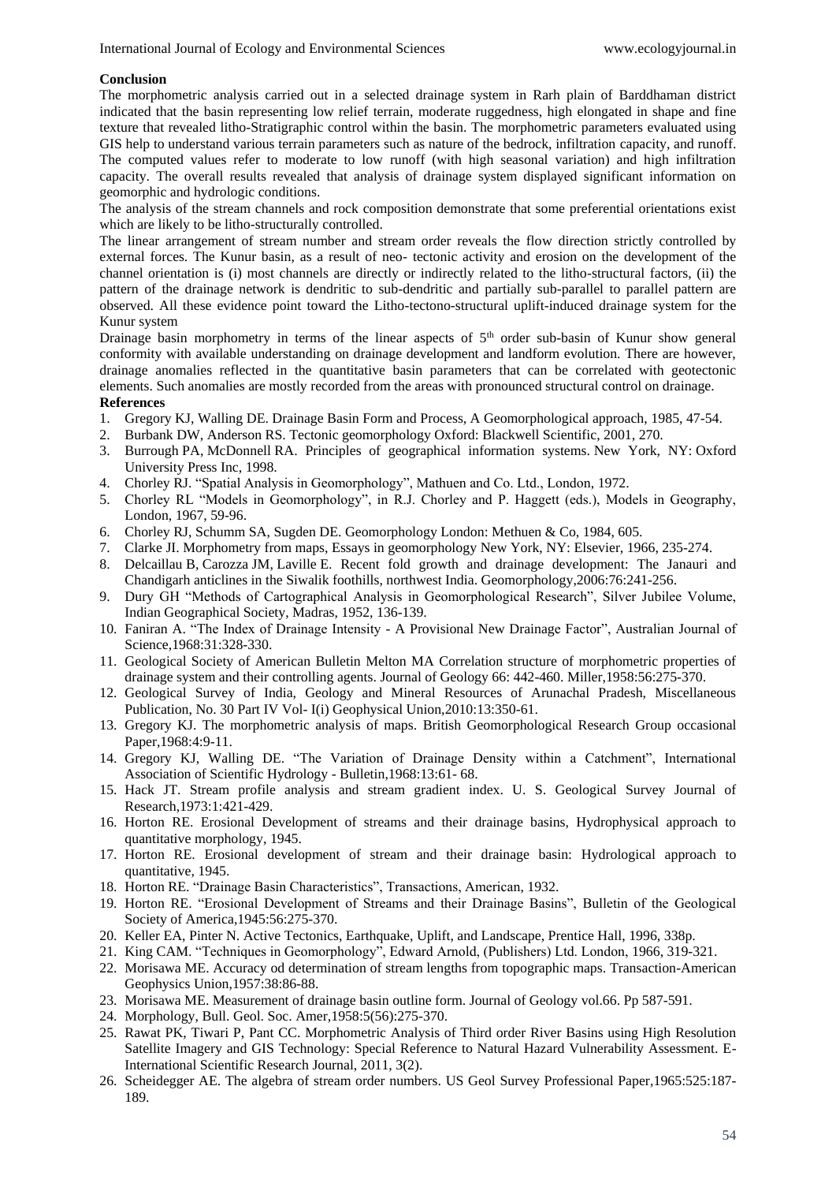## Conclusion

The morphometric analysis carried out in a selected drainage system in Rarh plain of Barddhaman district indicated that the basin representing low relief terrain, moderate ruggedness, high elongated in shape and fine texture that revealed litho-Stratigraphic control within the basin. The morphometric parameters evaluated using GIS help to understand various terrain parameters such as nature of the bedrock, infiltration capacity, and runoff. The computed values refer to moderate to low runoff (with high seasonal variation) and high infiltration capacity. The overall results revealed that analysis of drainage system displayed significant information on geomorphic and hydrologic conditions.

The analysis of the stream channels and rock composition demonstrate that some preferential orientations exist which are likely to be litho-structurally controlled.

The linear arrangement of stream number and stream order reveals the flow direction strictly controlled by external forces. The Kunur basin, as a result of neo- tectonic activity and erosion on the development of the channel orientation is (i) most channels are directly or indirectly related to the litho-structural factors, (ii) the pattern of the drainage network is dendritic to sub-dendritic and partially sub-parallel to parallel pattern are observed. All these evidence point toward the Litho-tectono-structural uplift-induced drainage system for the Kunur system

Drainage basin morphometry in terms of the linear aspects of 5th order sub-basin of Kunur show general conformity with available understanding on drainage development and landform evolution. There are however, drainage anomalies reflected in the quantitative basin parameters that can be correlated with geotectonic elements. Such anomalies are mostly recorded from the areas with pronounced structural control on drainage.

## References

1. Gregory KJ, Walling DE. Drainage Basin Form and Process, A Geomorphological approach, 1985, 47-54.
2. Burbank DW, Anderson RS. Tectonic geomorphology Oxford: Blackwell Scientific, 2001, 270.
3. Burrough PA, McDonnell RA. Principles of geographical information systems. New York, NY: Oxford University Press Inc, 1998.
4. Chorley RJ. "Spatial Analysis in Geomorphology", Mathuen and Co. Ltd., London, 1972.
5. Chorley RL "Models in Geomorphology", in R.J. Chorley and P. Haggett (eds.), Models in Geography, London, 1967, 59-96.
6. Chorley RJ, Schumm SA, Sugden DE. Geomorphology London: Methuen & Co, 1984, 605.
7. Clarke JI. Morphometry from maps, Essays in geomorphology New York, NY: Elsevier, 1966, 235-274.
8. Delcaillau B, Carozza JM, Laville E. Recent fold growth and drainage development: The Janauri and Chandigarh anticlines in the Siwalik foothills, northwest India. Geomorphology,2006:76:241-256.
9. Dury GH "Methods of Cartographical Analysis in Geomorphological Research", Silver Jubilee Volume, Indian Geographical Society, Madras, 1952, 136-139.
10. Faniran A. "The Index of Drainage Intensity - A Provisional New Drainage Factor", Australian Journal of Science,1968:31:328-330.
11. Geological Society of American Bulletin Melton MA Correlation structure of morphometric properties of drainage system and their controlling agents. Journal of Geology 66: 442-460. Miller,1958:56:275-370.
12. Geological Survey of India, Geology and Mineral Resources of Arunachal Pradesh, Miscellaneous Publication, No. 30 Part IV Vol- I(i) Geophysical Union,2010:13:350-61.
13. Gregory KJ. The morphometric analysis of maps. British Geomorphological Research Group occasional Paper,1968:4:9-11.
14. Gregory KJ, Walling DE. "The Variation of Drainage Density within a Catchment", International Association of Scientific Hydrology - Bulletin,1968:13:61- 68.
15. Hack JT. Stream profile analysis and stream gradient index. U. S. Geological Survey Journal of Research,1973:1:421-429.
16. Horton RE. Erosional Development of streams and their drainage basins, Hydrophysical approach to quantitative morphology, 1945.
17. Horton RE. Erosional development of stream and their drainage basin: Hydrological approach to quantitative, 1945.
18. Horton RE. "Drainage Basin Characteristics", Transactions, American, 1932.
19. Horton RE. "Erosional Development of Streams and their Drainage Basins", Bulletin of the Geological Society of America,1945:56:275-370.
20. Keller EA, Pinter N. Active Tectonics, Earthquake, Uplift, and Landscape, Prentice Hall, 1996, 338p.
21. King CAM. "Techniques in Geomorphology", Edward Arnold, (Publishers) Ltd. London, 1966, 319-321.
22. Morisawa ME. Accuracy od determination of stream lengths from topographic maps. Transaction-American Geophysics Union,1957:38:86-88.
23. Morisawa ME. Measurement of drainage basin outline form. Journal of Geology vol.66. Pp 587-591.
24. Morphology, Bull. Geol. Soc. Amer,1958:5(56):275-370.
25. Rawat PK, Tiwari P, Pant CC. Morphometric Analysis of Third order River Basins using High Resolution Satellite Imagery and GIS Technology: Special Reference to Natural Hazard Vulnerability Assessment. E-International Scientific Research Journal, 2011, 3(2).
26. Scheidegger AE. The algebra of stream order numbers. US Geol Survey Professional Paper,1965:525:187-189.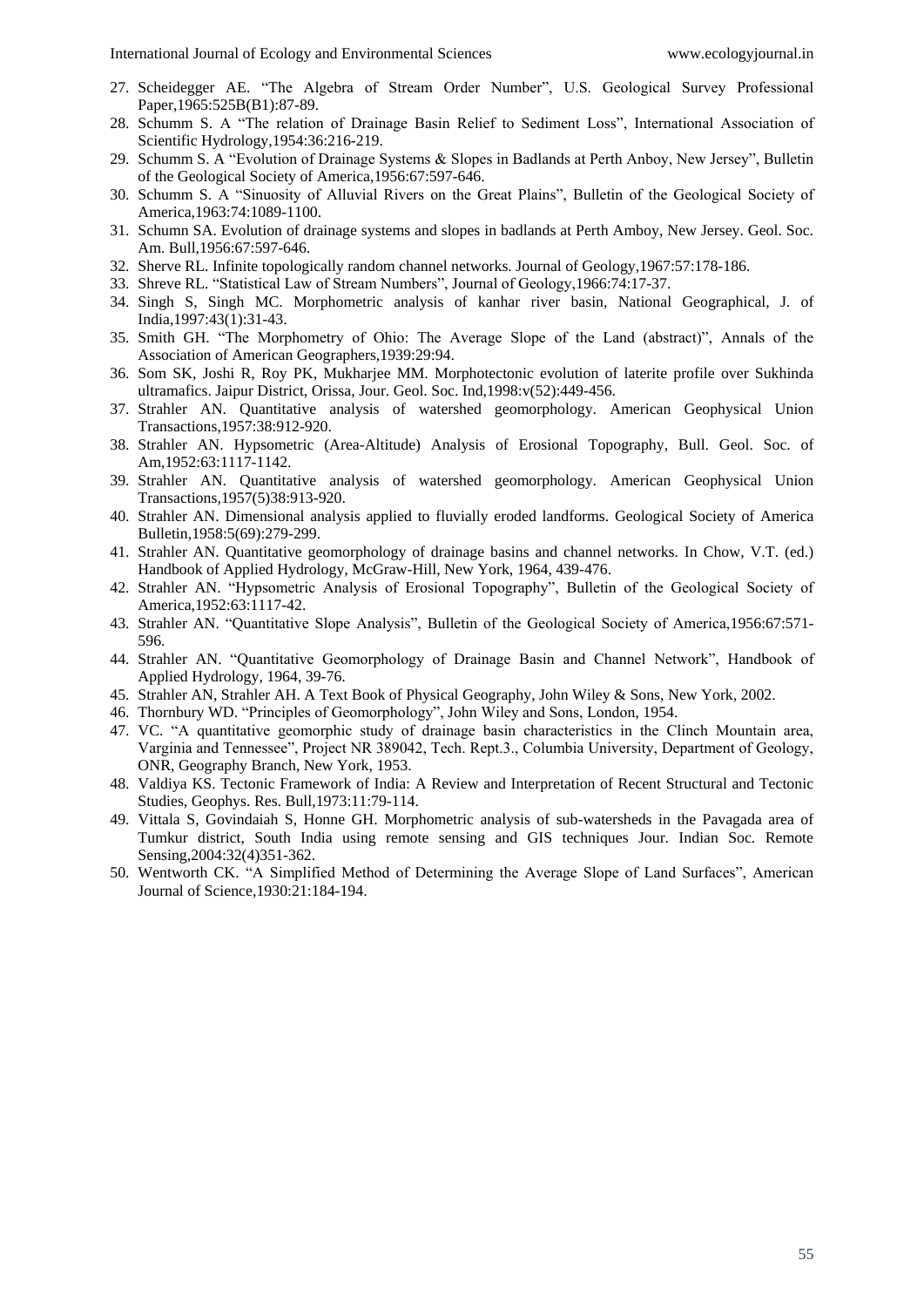27. Scheidegger AE. "The Algebra of Stream Order Number", U.S. Geological Survey Professional Paper,1965:525B(B1):87-89.
28. Schumm S. A "The relation of Drainage Basin Relief to Sediment Loss", International Association of Scientific Hydrology,1954:36:216-219.
29. Schumm S. A "Evolution of Drainage Systems & Slopes in Badlands at Perth Anboy, New Jersey", Bulletin of the Geological Society of America,1956:67:597-646.
30. Schumm S. A "Sinuosity of Alluvial Rivers on the Great Plains", Bulletin of the Geological Society of America,1963:74:1089-1100.
31. Schumn SA. Evolution of drainage systems and slopes in badlands at Perth Amboy, New Jersey. Geol. Soc. Am. Bull,1956:67:597-646.
32. Sherve RL. Infinite topologically random channel networks. Journal of Geology,1967:57:178-186.
33. Shreve RL. "Statistical Law of Stream Numbers", Journal of Geology,1966:74:17-37.
34. Singh S, Singh MC. Morphometric analysis of kanhar river basin, National Geographical, J. of India,1997:43(1):31-43.
35. Smith GH. "The Morphometry of Ohio: The Average Slope of the Land (abstract)", Annals of the Association of American Geographers,1939:29:94.
36. Som SK, Joshi R, Roy PK, Mukharjee MM. Morphotectonic evolution of laterite profile over Sukhinda ultramafics. Jaipur District, Orissa, Jour. Geol. Soc. Ind,1998:v(52):449-456.
37. Strahler AN. Quantitative analysis of watershed geomorphology. American Geophysical Union Transactions,1957:38:912-920.
38. Strahler AN. Hypsometric (Area-Altitude) Analysis of Erosional Topography, Bull. Geol. Soc. of Am,1952:63:1117-1142.
39. Strahler AN. Quantitative analysis of watershed geomorphology. American Geophysical Union Transactions,1957(5)38:913-920.
40. Strahler AN. Dimensional analysis applied to fluvially eroded landforms. Geological Society of America Bulletin,1958:5(69):279-299.
41. Strahler AN. Quantitative geomorphology of drainage basins and channel networks. In Chow, V.T. (ed.) Handbook of Applied Hydrology, McGraw-Hill, New York, 1964, 439-476.
42. Strahler AN. "Hypsometric Analysis of Erosional Topography", Bulletin of the Geological Society of America,1952:63:1117-42.
43. Strahler AN. "Quantitative Slope Analysis", Bulletin of the Geological Society of America,1956:67:571-596.
44. Strahler AN. "Quantitative Geomorphology of Drainage Basin and Channel Network", Handbook of Applied Hydrology, 1964, 39-76.
45. Strahler AN, Strahler AH. A Text Book of Physical Geography, John Wiley & Sons, New York, 2002.
46. Thornbury WD. "Principles of Geomorphology", John Wiley and Sons, London, 1954.
47. VC. "A quantitative geomorphic study of drainage basin characteristics in the Clinch Mountain area, Varginia and Tennessee", Project NR 389042, Tech. Rept.3., Columbia University, Department of Geology, ONR, Geography Branch, New York, 1953.
48. Valdiya KS. Tectonic Framework of India: A Review and Interpretation of Recent Structural and Tectonic Studies, Geophys. Res. Bull,1973:11:79-114.
49. Vittala S, Govindaiah S, Honne GH. Morphometric analysis of sub-watersheds in the Pavagada area of Tumkur district, South India using remote sensing and GIS techniques Jour. Indian Soc. Remote Sensing,2004:32(4)351-362.
50. Wentworth CK. "A Simplified Method of Determining the Average Slope of Land Surfaces", American Journal of Science,1930:21:184-194.